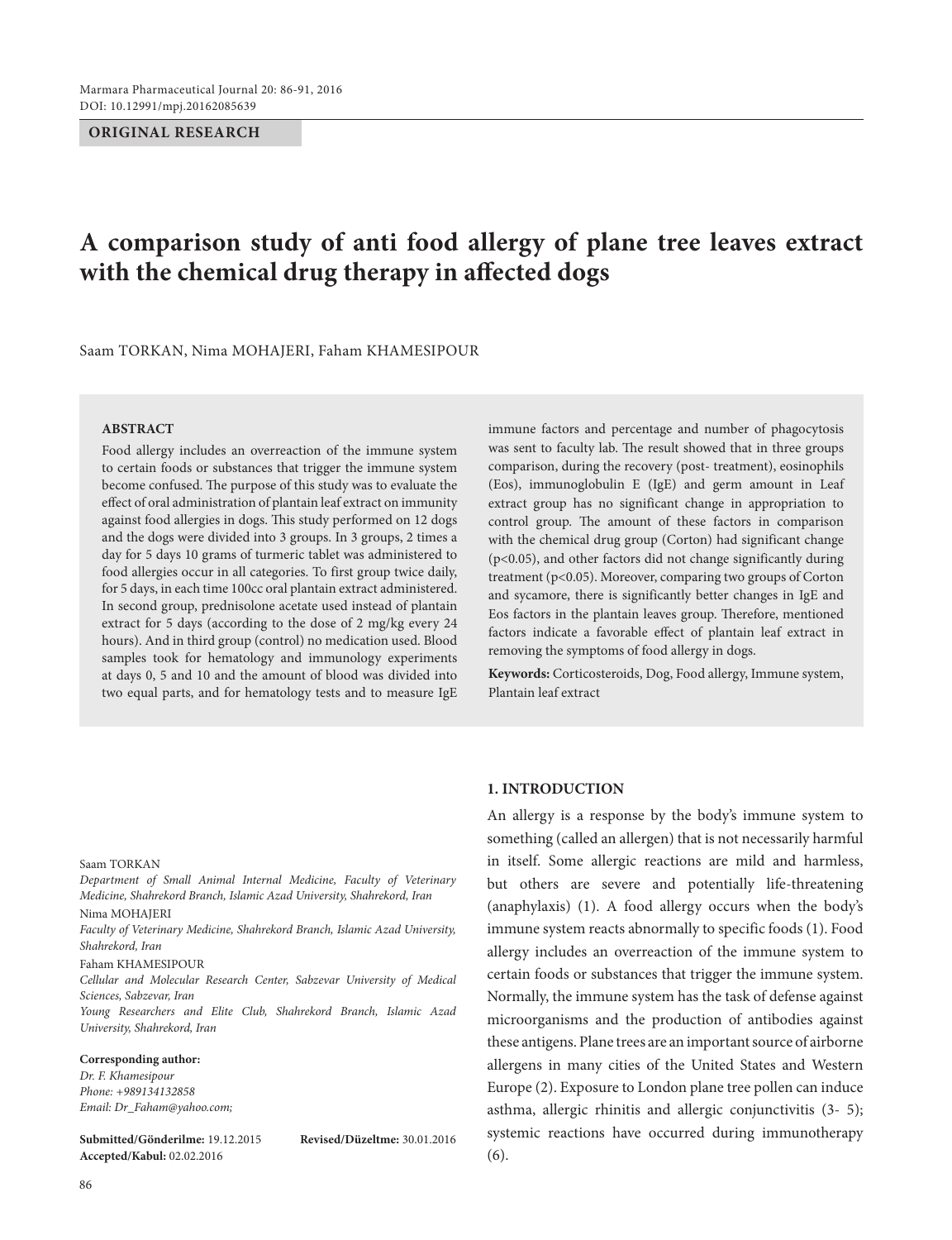**ORIGINAL RESEARCH**

# A comparison study of anti food allergy of plane tree leaves extract with the chemical drug therapy in affected dogs

Saam TORKAN, Nima MOHAJERI, Faham KHAMESIPOUR

## ABSTRACT

Food allergy includes an overreaction of the immune system to certain foods or substances that trigger the immune system become confused. The purpose of this study was to evaluate the effect of oral administration of plantain leaf extract on immunity against food allergies in dogs. This study performed on 12 dogs and the dogs were divided into 3 groups. In 3 groups, 2 times a day for 5 days 10 grams of turmeric tablet was administered to food allergies occur in all categories. To first group twice daily, for 5 days, in each time 100cc oral plantain extract administered. In second group, prednisolone acetate used instead of plantain extract for 5 days (according to the dose of 2 mg/kg every 24 hours). And in third group (control) no medication used. Blood samples took for hematology and immunology experiments at days 0, 5 and 10 and the amount of blood was divided into two equal parts, and for hematology tests and to measure IgE immune factors and percentage and number of phagocytosis was sent to faculty lab. The result showed that in three groups comparison, during the recovery (post- treatment), eosinophils (Eos), immunoglobulin E (IgE) and germ amount in Leaf extract group has no significant change in appropriation to control group. The amount of these factors in comparison with the chemical drug group (Corton) had significant change ($p<0.05$), and other factors did not change significantly during treatment ($p<0.05$). Moreover, comparing two groups of Corton and sycamore, there is significantly better changes in IgE and Eos factors in the plantain leaves group. Therefore, mentioned factors indicate a favorable effect of plantain leaf extract in removing the symptoms of food allergy in dogs.

**Keywords:** Corticosteroids, Dog, Food allergy, Immune system, Plantain leaf extract

Saam TORKAN
*Department of Small Animal Internal Medicine, Faculty of Veterinary Medicine, Shahrekord Branch, Islamic Azad University, Shahrekord, Iran*

Nima MOHAJERI
*Faculty of Veterinary Medicine, Shahrekord Branch, Islamic Azad University, Shahrekord, Iran*

Faham KHAMESIPOUR
*Cellular and Molecular Research Center, Sabzevar University of Medical Sciences, Sabzevar, Iran*
*Young Researchers and Elite Club, Shahrekord Branch, Islamic Azad University, Shahrekord, Iran*

**Corresponding author:**
*Dr. F. Khamesipour*
*Phone: +989134132858*
*Email: Dr_Faham@yahoo.com;*

**Submitted/Gönderilme:** 19.12.2015 **Revised/Düzeltme:** 30.01.2016
**Accepted/Kabul:** 02.02.2016

## 1. INTRODUCTION

An allergy is a response by the body's immune system to something (called an allergen) that is not necessarily harmful in itself. Some allergic reactions are mild and harmless, but others are severe and potentially life-threatening (anaphylaxis) (1). A food allergy occurs when the body's immune system reacts abnormally to specific foods (1). Food allergy includes an overreaction of the immune system to certain foods or substances that trigger the immune system. Normally, the immune system has the task of defense against microorganisms and the production of antibodies against these antigens. Plane trees are an important source of airborne allergens in many cities of the United States and Western Europe (2). Exposure to London plane tree pollen can induce asthma, allergic rhinitis and allergic conjunctivitis (3- 5); systemic reactions have occurred during immunotherapy (6).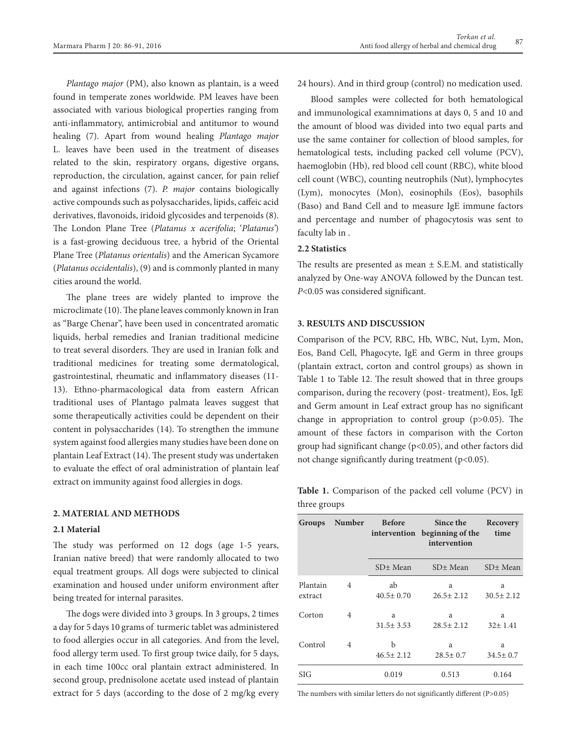*Plantago major* (PM), also known as plantain, is a weed found in temperate zones worldwide. PM leaves have been associated with various biological properties ranging from anti-inflammatory, antimicrobial and antitumor to wound healing (7). Apart from wound healing *Plantago major* L. leaves have been used in the treatment of diseases related to the skin, respiratory organs, digestive organs, reproduction, the circulation, against cancer, for pain relief and against infections (7). *P. major* contains biologically active compounds such as polysaccharides, lipids, caffeic acid derivatives, flavonoids, iridoid glycosides and terpenoids (8). The London Plane Tree (*Platanus x acerifolia*; '*Platanus*') is a fast-growing deciduous tree, a hybrid of the Oriental Plane Tree (*Platanus orientalis*) and the American Sycamore (*Platanus occidentalis*), (9) and is commonly planted in many cities around the world.

The plane trees are widely planted to improve the microclimate (10). The plane leaves commonly known in Iran as "Barge Chenar", have been used in concentrated aromatic liquids, herbal remedies and Iranian traditional medicine to treat several disorders. They are used in Iranian folk and traditional medicines for treating some dermatological, gastrointestinal, rheumatic and inflammatory diseases (11-13). Ethno-pharmacological data from eastern African traditional uses of Plantago palmata leaves suggest that some therapeutically activities could be dependent on their content in polysaccharides (14). To strengthen the immune system against food allergies many studies have been done on plantain Leaf Extract (14). The present study was undertaken to evaluate the effect of oral administration of plantain leaf extract on immunity against food allergies in dogs.

## 2. MATERIAL AND METHODS

### 2.1 Material

The study was performed on 12 dogs (age 1-5 years, Iranian native breed) that were randomly allocated to two equal treatment groups. All dogs were subjected to clinical examination and housed under uniform environment after being treated for internal parasites.

The dogs were divided into 3 groups. In 3 groups, 2 times a day for 5 days 10 grams of turmeric tablet was administered to food allergies occur in all categories. And from the level, food allergy term used. To first group twice daily, for 5 days, in each time 100cc oral plantain extract administered. In second group, prednisolone acetate used instead of plantain extract for 5 days (according to the dose of 2 mg/kg every 24 hours). And in third group (control) no medication used.

Blood samples were collected for both hematological and immunological examnimations at days 0, 5 and 10 and the amount of blood was divided into two equal parts and use the same container for collection of blood samples, for hematological tests, including packed cell volume (PCV), haemoglobin (Hb), red blood cell count (RBC), white blood cell count (WBC), counting neutrophils (Nut), lymphocytes (Lym), monocytes (Mon), eosinophils (Eos), basophils (Baso) and Band Cell and to measure IgE immune factors and percentage and number of phagocytosis was sent to faculty lab in .

### 2.2 Statistics

The results are presented as mean ± S.E.M. and statistically analyzed by One-way ANOVA followed by the Duncan test. $P<0.05$ was considered significant.

## 3. RESULTS AND DISCUSSION

Comparison of the PCV, RBC, Hb, WBC, Nut, Lym, Mon, Eos, Band Cell, Phagocyte, IgE and Germ in three groups (plantain extract, corton and control groups) as shown in Table 1 to Table 12. The result showed that in three groups comparison, during the recovery (post- treatment), Eos, IgE and Germ amount in Leaf extract group has no significant change in appropriation to control group ($p>0.05$). The amount of these factors in comparison with the Corton group had significant change ($p<0.05$), and other factors did not change significantly during treatment ($p<0.05$).

**Table 1.** Comparison of the packed cell volume (PCV) in three groups

| Groups | Number | Before intervention | Since the beginning of the intervention | Recovery time |
|---|---|---|---|---|
| | | SD± Mean | SD± Mean | SD± Mean |
| Plantain extract | 4 | ab<br>40.5± 0.70 | a<br>26.5± 2.12 | a<br>30.5± 2.12 |
| Corton | 4 | a<br>31.5± 3.53 | a<br>28.5± 2.12 | a<br>32± 1.41 |
| Control | 4 | b<br>46.5± 2.12 | a<br>28.5± 0.7 | a<br>34.5± 0.7 |
| SIG | | 0.019 | 0.513 | 0.164 |

The numbers with similar letters do not significantly different (P>0.05)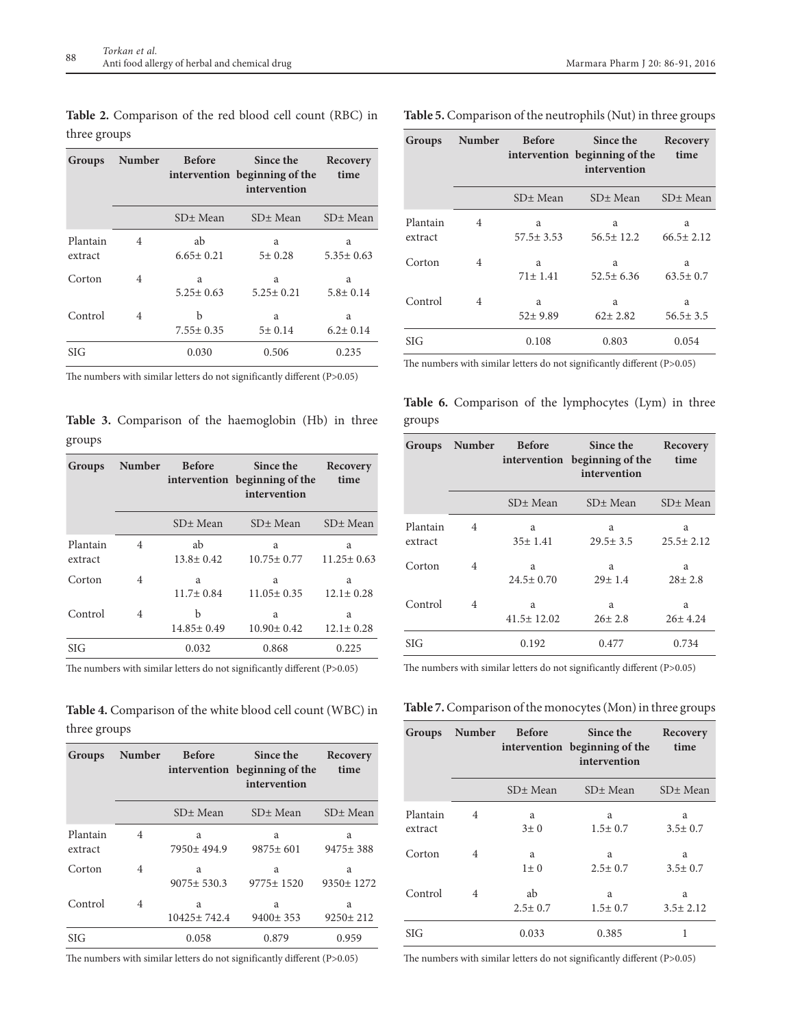**Table 2.** Comparison of the red blood cell count (RBC) in three groups

| Groups | Number | Before intervention | Since the beginning of the intervention | Recovery time |
|---|---|---|---|---|
| | | SD± Mean | SD± Mean | SD± Mean |
| Plantain extract | 4 | ab<br>6.65± 0.21 | a<br>5± 0.28 | a<br>5.35± 0.63 |
| Corton | 4 | a<br>5.25± 0.63 | a<br>5.25± 0.21 | a<br>5.8± 0.14 |
| Control | 4 | b<br>7.55± 0.35 | a<br>5± 0.14 | a<br>6.2± 0.14 |
| SIG | | 0.030 | 0.506 | 0.235 |

The numbers with similar letters do not significantly different (P>0.05)

**Table 3.** Comparison of the haemoglobin (Hb) in three groups

| Groups | Number | Before intervention | Since the beginning of the intervention | Recovery time |
|---|---|---|---|---|
| | | SD± Mean | SD± Mean | SD± Mean |
| Plantain extract | 4 | ab<br>13.8± 0.42 | a<br>10.75± 0.77 | a<br>11.25± 0.63 |
| Corton | 4 | a<br>11.7± 0.84 | a<br>11.05± 0.35 | a<br>12.1± 0.28 |
| Control | 4 | b<br>14.85± 0.49 | a<br>10.90± 0.42 | a<br>12.1± 0.28 |
| SIG | | 0.032 | 0.868 | 0.225 |

The numbers with similar letters do not significantly different (P>0.05)

**Table 4.** Comparison of the white blood cell count (WBC) in three groups

| Groups | Number | Before intervention | Since the beginning of the intervention | Recovery time |
|---|---|---|---|---|
| | | SD± Mean | SD± Mean | SD± Mean |
| Plantain extract | 4 | a<br>7950± 494.9 | a<br>9875± 601 | a<br>9475± 388 |
| Corton | 4 | a<br>9075± 530.3 | a<br>9775± 1520 | a<br>9350± 1272 |
| Control | 4 | a<br>10425± 742.4 | a<br>9400± 353 | a<br>9250± 212 |
| SIG | | 0.058 | 0.879 | 0.959 |

The numbers with similar letters do not significantly different (P>0.05)

**Table 5.** Comparison of the neutrophils (Nut) in three groups

| Groups | Number | Before intervention | Since the beginning of the intervention | Recovery time |
|---|---|---|---|---|
| | | SD± Mean | SD± Mean | SD± Mean |
| Plantain extract | 4 | a<br>57.5± 3.53 | a<br>56.5± 12.2 | a<br>66.5± 2.12 |
| Corton | 4 | a<br>71± 1.41 | a<br>52.5± 6.36 | a<br>63.5± 0.7 |
| Control | 4 | a<br>52± 9.89 | a<br>62± 2.82 | a<br>56.5± 3.5 |
| SIG | | 0.108 | 0.803 | 0.054 |

The numbers with similar letters do not significantly different (P>0.05)

**Table 6.** Comparison of the lymphocytes (Lym) in three groups

| Groups | Number | Before intervention | Since the beginning of the intervention | Recovery time |
|---|---|---|---|---|
| | | SD± Mean | SD± Mean | SD± Mean |
| Plantain extract | 4 | a<br>35± 1.41 | a<br>29.5± 3.5 | a<br>25.5± 2.12 |
| Corton | 4 | a<br>24.5± 0.70 | a<br>29± 1.4 | a<br>28± 2.8 |
| Control | 4 | a<br>41.5± 12.02 | a<br>26± 2.8 | a<br>26± 4.24 |
| SIG | | 0.192 | 0.477 | 0.734 |

The numbers with similar letters do not significantly different (P>0.05)

**Table 7.** Comparison of the monocytes (Mon) in three groups

| Groups | Number | Before intervention | Since the beginning of the intervention | Recovery time |
|---|---|---|---|---|
| | | SD± Mean | SD± Mean | SD± Mean |
| Plantain extract | 4 | a<br>3± 0 | a<br>1.5± 0.7 | a<br>3.5± 0.7 |
| Corton | 4 | a<br>1± 0 | a<br>2.5± 0.7 | a<br>3.5± 0.7 |
| Control | 4 | ab<br>2.5± 0.7 | a<br>1.5± 0.7 | a<br>3.5± 2.12 |
| SIG | | 0.033 | 0.385 | 1 |

The numbers with similar letters do not significantly different (P>0.05)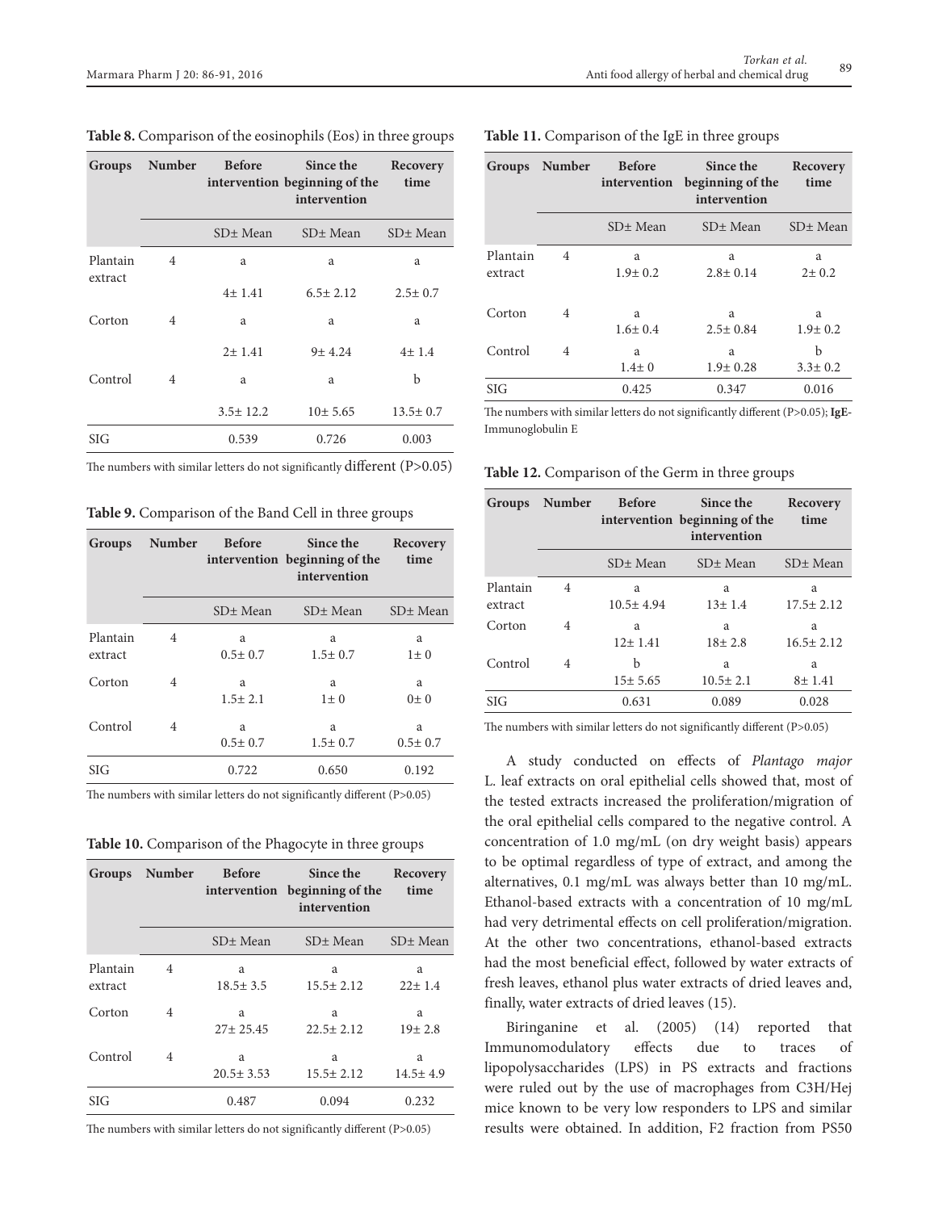**Table 8.** Comparison of the eosinophils (Eos) in three groups

| Groups | Number | Before intervention | Since the beginning of the intervention | Recovery time |
|---|---|---|---|---|
| | | SD± Mean | SD± Mean | SD± Mean |
| Plantain extract | 4 | a<br>4± 1.41 | a<br>6.5± 2.12 | a<br>2.5± 0.7 |
| Corton | 4 | a<br>2± 1.41 | a<br>9± 4.24 | a<br>4± 1.4 |
| Control | 4 | a<br>3.5± 12.2 | a<br>10± 5.65 | b<br>13.5± 0.7 |
| SIG | | 0.539 | 0.726 | 0.003 |

The numbers with similar letters do not significantly different (P>0.05)

**Table 9.** Comparison of the Band Cell in three groups

| Groups | Number | Before intervention | Since the beginning of the intervention | Recovery time |
|---|---|---|---|---|
| | | SD± Mean | SD± Mean | SD± Mean |
| Plantain extract | 4 | a<br>0.5± 0.7 | a<br>1.5± 0.7 | a<br>1± 0 |
| Corton | 4 | a<br>1.5± 2.1 | a<br>1± 0 | a<br>0± 0 |
| Control | 4 | a<br>0.5± 0.7 | a<br>1.5± 0.7 | a<br>0.5± 0.7 |
| SIG | | 0.722 | 0.650 | 0.192 |

The numbers with similar letters do not significantly different (P>0.05)

**Table 10.** Comparison of the Phagocyte in three groups

| Groups | Number | Before intervention | Since the beginning of the intervention | Recovery time |
|---|---|---|---|---|
| | | SD± Mean | SD± Mean | SD± Mean |
| Plantain extract | 4 | a<br>18.5± 3.5 | a<br>15.5± 2.12 | a<br>22± 1.4 |
| Corton | 4 | a<br>27± 25.45 | a<br>22.5± 2.12 | a<br>19± 2.8 |
| Control | 4 | a<br>20.5± 3.53 | a<br>15.5± 2.12 | a<br>14.5± 4.9 |
| SIG | | 0.487 | 0.094 | 0.232 |

The numbers with similar letters do not significantly different (P>0.05)

**Table 11.** Comparison of the IgE in three groups

| Groups | Number | Before intervention | Since the beginning of the intervention | Recovery time |
|---|---|---|---|---|
| | | SD± Mean | SD± Mean | SD± Mean |
| Plantain extract | 4 | a<br>1.9± 0.2 | a<br>2.8± 0.14 | a<br>2± 0.2 |
| Corton | 4 | a<br>1.6± 0.4 | a<br>2.5± 0.84 | a<br>1.9± 0.2 |
| Control | 4 | a<br>1.4± 0 | a<br>1.9± 0.28 | b<br>3.3± 0.2 |
| SIG | | 0.425 | 0.347 | 0.016 |

The numbers with similar letters do not significantly different (P>0.05); **IgE**-Immunoglobulin E

**Table 12.** Comparison of the Germ in three groups

| Groups | Number | Before intervention | Since the beginning of the intervention | Recovery time |
|---|---|---|---|---|
| | | SD± Mean | SD± Mean | SD± Mean |
| Plantain extract | 4 | a<br>10.5± 4.94 | a<br>13± 1.4 | a<br>17.5± 2.12 |
| Corton | 4 | a<br>12± 1.41 | a<br>18± 2.8 | a<br>16.5± 2.12 |
| Control | 4 | b<br>15± 5.65 | a<br>10.5± 2.1 | a<br>8± 1.41 |
| SIG | | 0.631 | 0.089 | 0.028 |

The numbers with similar letters do not significantly different (P>0.05)

A study conducted on effects of *Plantago major* L. leaf extracts on oral epithelial cells showed that, most of the tested extracts increased the proliferation/migration of the oral epithelial cells compared to the negative control. A concentration of 1.0 mg/mL (on dry weight basis) appears to be optimal regardless of type of extract, and among the alternatives, 0.1 mg/mL was always better than 10 mg/mL. Ethanol-based extracts with a concentration of 10 mg/mL had very detrimental effects on cell proliferation/migration. At the other two concentrations, ethanol-based extracts had the most beneficial effect, followed by water extracts of fresh leaves, ethanol plus water extracts of dried leaves and, finally, water extracts of dried leaves (15).

Biringanine et al. (2005) (14) reported that Immunomodulatory effects due to traces of lipopolysaccharides (LPS) in PS extracts and fractions were ruled out by the use of macrophages from C3H/Hej mice known to be very low responders to LPS and similar results were obtained. In addition, F2 fraction from PS50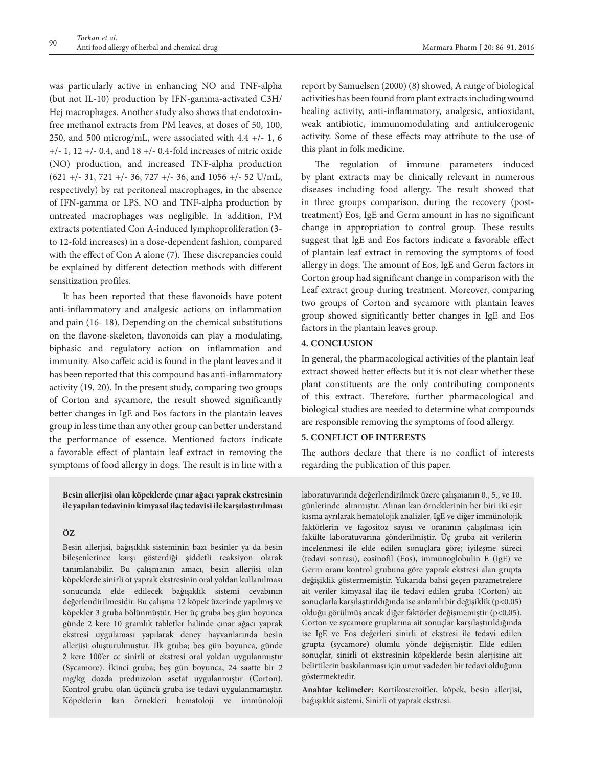was particularly active in enhancing NO and TNF-alpha (but not IL-10) production by IFN-gamma-activated C3H/Hej macrophages. Another study also shows that endotoxin-free methanol extracts from PM leaves, at doses of 50, 100, 250, and 500 microg/mL, were associated with 4.4 +/- 1, 6 +/- 1, 12 +/- 0.4, and 18 +/- 0.4-fold increases of nitric oxide (NO) production, and increased TNF-alpha production (621 +/- 31, 721 +/- 36, 727 +/- 36, and 1056 +/- 52 U/mL, respectively) by rat peritoneal macrophages, in the absence of IFN-gamma or LPS. NO and TNF-alpha production by untreated macrophages was negligible. In addition, PM extracts potentiated Con A-induced lymphoproliferation (3- to 12-fold increases) in a dose-dependent fashion, compared with the effect of Con A alone (7). These discrepancies could be explained by different detection methods with different sensitization profiles.

It has been reported that these flavonoids have potent anti-inflammatory and analgesic actions on inflammation and pain (16- 18). Depending on the chemical substitutions on the flavone-skeleton, flavonoids can play a modulating, biphasic and regulatory action on inflammation and immunity. Also caffeic acid is found in the plant leaves and it has been reported that this compound has anti-inflammatory activity (19, 20). In the present study, comparing two groups of Corton and sycamore, the result showed significantly better changes in IgE and Eos factors in the plantain leaves group in less time than any other group can better understand the performance of essence. Mentioned factors indicate a favorable effect of plantain leaf extract in removing the symptoms of food allergy in dogs. The result is in line with a report by Samuelsen (2000) (8) showed, A range of biological activities has been found from plant extracts including wound healing activity, anti-inflammatory, analgesic, antioxidant, weak antibiotic, immunomodulating and antiulcerogenic activity. Some of these effects may attribute to the use of this plant in folk medicine.

The regulation of immune parameters induced by plant extracts may be clinically relevant in numerous diseases including food allergy. The result showed that in three groups comparison, during the recovery (post-treatment) Eos, IgE and Germ amount in has no significant change in appropriation to control group. These results suggest that IgE and Eos factors indicate a favorable effect of plantain leaf extract in removing the symptoms of food allergy in dogs. The amount of Eos, IgE and Germ factors in Corton group had significant change in comparison with the Leaf extract group during treatment. Moreover, comparing two groups of Corton and sycamore with plantain leaves group showed significantly better changes in IgE and Eos factors in the plantain leaves group.

## 4. CONCLUSION

In general, the pharmacological activities of the plantain leaf extract showed better effects but it is not clear whether these plant constituents are the only contributing components of this extract. Therefore, further pharmacological and biological studies are needed to determine what compounds are responsible removing the symptoms of food allergy.

## 5. CONFLICT OF INTERESTS

The authors declare that there is no conflict of interests regarding the publication of this paper.

**Besin allerjisi olan köpeklerde çınar ağacı yaprak ekstresinin ile yapılan tedavinin kimyasal ilaç tedavisi ile karşılaştırılması**

**ÖZ**

Besin allerjisi, bağışıklık sisteminin bazı besinler ya da besin bileşenlerinee karşı gösterdiği şiddetli reaksiyon olarak tanımlanabilir. Bu çalışmanın amacı, besin allerjisi olan köpeklerde sinirli ot yaprak ekstresinin oral yoldan kullanılması sonucunda elde edilecek bağışıklık sistemi cevabının değerlendirilmesidir. Bu çalışma 12 köpek üzerinde yapılmış ve köpekler 3 gruba bölünmüştür. Her üç gruba beş gün boyunca günde 2 kere 10 gramlık tabletler halinde çınar ağacı yaprak ekstresi uygulaması yapılarak deney hayvanlarında besin allerjisi oluşturulmuştur. İlk gruba; beş gün boyunca, günde 2 kere 100'er cc sinirli ot ekstresi oral yoldan uygulanmıştır (Sycamore). İkinci gruba; beş gün boyunca, 24 saatte bir 2 mg/kg dozda prednizolon asetat uygulanmıştır (Corton). Kontrol grubu olan üçüncü gruba ise tedavi uygulanmamıştır. Köpeklerin kan örnekleri hematoloji ve immünoloji laboratuvarında değerlendirilmek üzere çalışmanın 0., 5., ve 10. günlerinde alınmıştır. Alınan kan örneklerinin her biri iki eşit kısma ayrılarak hematolojik analizler, IgE ve diğer immünolojik faktörlerin ve fagositoz sayısı ve oranının çalışılması için fakülte laboratuvarına gönderilmiştir. Üç gruba ait verilerin incelenmesi ile elde edilen sonuçlara göre; iyileşme süreci (tedavi sonrası), eosinofil (Eos), immunoglobulin E (IgE) ve Germ oranı kontrol grubuna göre yaprak ekstresi alan grupta değişiklik göstermemiştir. Yukarıda bahsi geçen parametrelere ait veriler kimyasal ilaç ile tedavi edilen gruba (Corton) ait sonuçlarla karşılaştırıldığında ise anlamlı bir değişiklik ($p<0.05$) olduğu görülmüş ancak diğer faktörler değişmemiştir ($p<0.05$). Corton ve sycamore gruplarına ait sonuçlar karşılaştırıldığında ise IgE ve Eos değerleri sinirli ot ekstresi ile tedavi edilen grupta (sycamore) olumlu yönde değişmiştir. Elde edilen sonuçlar, sinirli ot ekstresinin köpeklerde besin alerjisine ait belirtilerin baskılanması için umut vadeden bir tedavi olduğunu göstermektedir.

**Anahtar kelimeler:** Kortikosteroitler, köpek, besin allerjisi, bağışıklık sistemi, Sinirli ot yaprak ekstresi.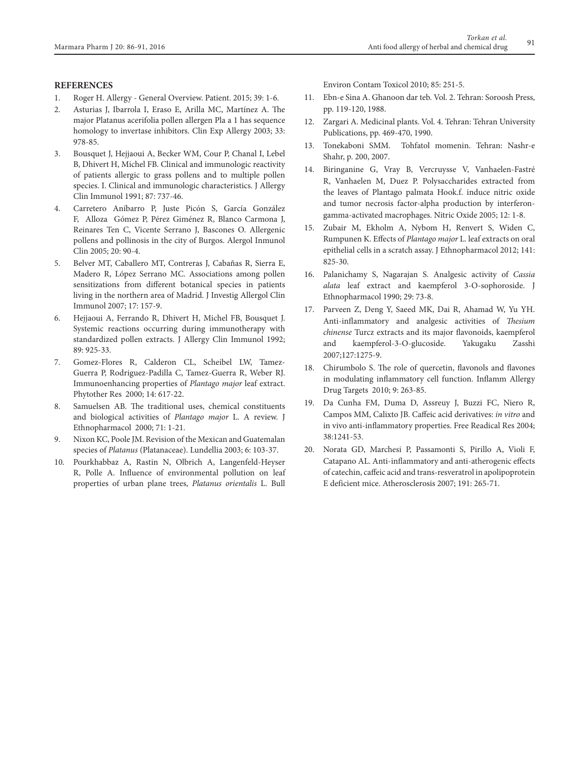## REFERENCES

1. Roger H. Allergy - General Overview. Patient. 2015; 39: 1-6.
2. Asturias J, Ibarrola I, Eraso E, Arilla MC, Martínez A. The major Platanus acerifolia pollen allergen Pla a 1 has sequence homology to invertase inhibitors. Clin Exp Allergy 2003; 33: 978-85.
3. Bousquet J, Hejjaoui A, Becker WM, Cour P, Chanal I, Lebel B, Dhivert H, Michel FB. Clinical and immunologic reactivity of patients allergic to grass pollens and to multiple pollen species. I. Clinical and immunologic characteristics. J Allergy Clin Immunol 1991; 87: 737-46.
4. Carretero Aníbarro P, Juste Picón S, García González F, Alloza Gómez P, Pérez Giménez R, Blanco Carmona J, Reinares Ten C, Vicente Serrano J, Bascones O. Allergenic pollens and pollinosis in the city of Burgos. Alergol Inmunol Clin 2005; 20: 90-4.
5. Belver MT, Caballero MT, Contreras J, Cabañas R, Sierra E, Madero R, López Serrano MC. Associations among pollen sensitizations from different botanical species in patients living in the northern area of Madrid. J Investig Allergol Clin Immunol 2007; 17: 157-9.
6. Hejjaoui A, Ferrando R, Dhivert H, Michel FB, Bousquet J. Systemic reactions occurring during immunotherapy with standardized pollen extracts. J Allergy Clin Immunol 1992; 89: 925-33.
7. Gomez-Flores R, Calderon CL, Scheibel LW, Tamez-Guerra P, Rodriguez-Padilla C, Tamez-Guerra R, Weber RJ. Immunoenhancing properties of *Plantago major* leaf extract. Phytother Res 2000; 14: 617-22.
8. Samuelsen AB. The traditional uses, chemical constituents and biological activities of *Plantago major* L. A review. J Ethnopharmacol 2000; 71: 1-21.
9. Nixon KC, Poole JM. Revision of the Mexican and Guatemalan species of *Platanus* (Platanaceae). Lundellia 2003; 6: 103-37.
10. Pourkhabbaz A, Rastin N, Olbrich A, Langenfeld-Heyser R, Polle A. Influence of environmental pollution on leaf properties of urban plane trees, *Platanus orientalis* L. Bull Environ Contam Toxicol 2010; 85: 251-5.
11. Ebn-e Sina A. Ghanoon dar teb. Vol. 2. Tehran: Soroosh Press, pp. 119-120, 1988.
12. Zargari A. Medicinal plants. Vol. 4. Tehran: Tehran University Publications, pp. 469-470, 1990.
13. Tonekaboni SMM. Tohfatol momenin. Tehran: Nashr-e Shahr, p. 200, 2007.
14. Biringanine G, Vray B, Vercruysse V, Vanhaelen-Fastré R, Vanhaelen M, Duez P. Polysaccharides extracted from the leaves of Plantago palmata Hook.f. induce nitric oxide and tumor necrosis factor-alpha production by interferon-gamma-activated macrophages. Nitric Oxide 2005; 12: 1-8.
15. Zubair M, Ekholm A, Nybom H, Renvert S, Widen C, Rumpunen K. Effects of *Plantago major* L. leaf extracts on oral epithelial cells in a scratch assay. J Ethnopharmacol 2012; 141: 825-30.
16. Palanichamy S, Nagarajan S. Analgesic activity of *Cassia alata* leaf extract and kaempferol 3-O-sophoroside. J Ethnopharmacol 1990; 29: 73-8.
17. Parveen Z, Deng Y, Saeed MK, Dai R, Ahamad W, Yu YH. Anti-inflammatory and analgesic activities of *Thesium chinense* Turcz extracts and its major flavonoids, kaempferol and kaempferol-3-O-glucoside. Yakugaku Zasshi 2007;127:1275-9.
18. Chirumbolo S. The role of quercetin, flavonols and flavones in modulating inflammatory cell function. Inflamm Allergy Drug Targets 2010; 9: 263-85.
19. Da Cunha FM, Duma D, Assreuy J, Buzzi FC, Niero R, Campos MM, Calixto JB. Caffeic acid derivatives: *in vitro* and in vivo anti-inflammatory properties. Free Readical Res 2004; 38:1241-53.
20. Norata GD, Marchesi P, Passamonti S, Pirillo A, Violi F, Catapano AL. Anti-inflammatory and anti-atherogenic effects of catechin, caffeic acid and trans-resveratrol in apolipoprotein E deficient mice. Atherosclerosis 2007; 191: 265-71.